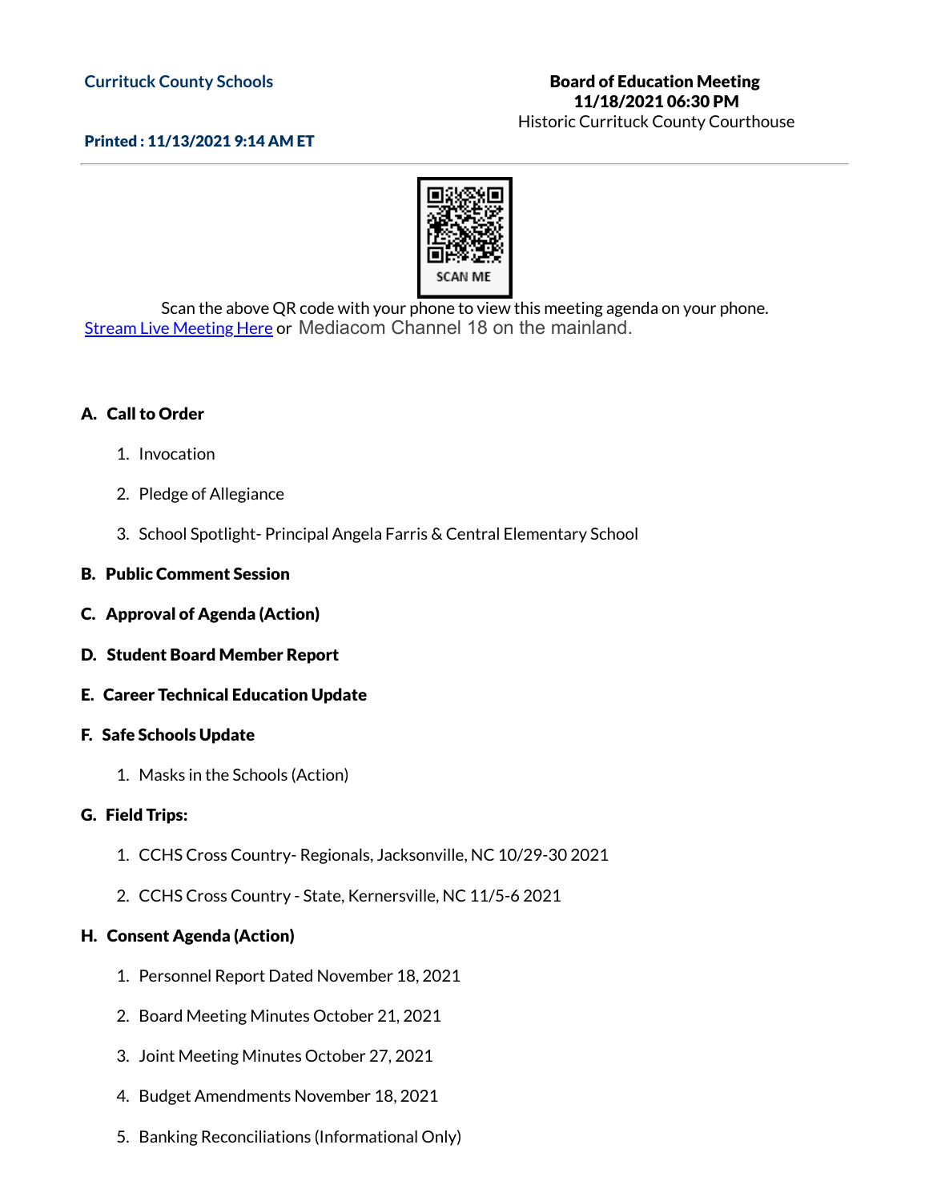**Currituck County Schools**

**Printed : 11/13/2021 9:14 AM ET**

**Board of Education Meeting**
**11/18/2021 06:30 PM**
Historic Currituck County Courthouse

SCAN ME

Scan the above QR code with your phone to view this meeting agenda on your phone.
[Stream Live Meeting Here]() or Mediacom Channel 18 on the mainland.

## A. Call to Order

1. Invocation
2. Pledge of Allegiance
3. School Spotlight- Principal Angela Farris & Central Elementary School

## B. Public Comment Session

## C. Approval of Agenda (Action)

## D. Student Board Member Report

## E. Career Technical Education Update

## F. Safe Schools Update

1. Masks in the Schools (Action)

## G. Field Trips:

1. CCHS Cross Country- Regionals, Jacksonville, NC 10/29-30 2021
2. CCHS Cross Country - State, Kernersville, NC 11/5-6 2021

## H. Consent Agenda (Action)

1. Personnel Report Dated November 18, 2021
2. Board Meeting Minutes October 21, 2021
3. Joint Meeting Minutes October 27, 2021
4. Budget Amendments November 18, 2021
5. Banking Reconciliations (Informational Only)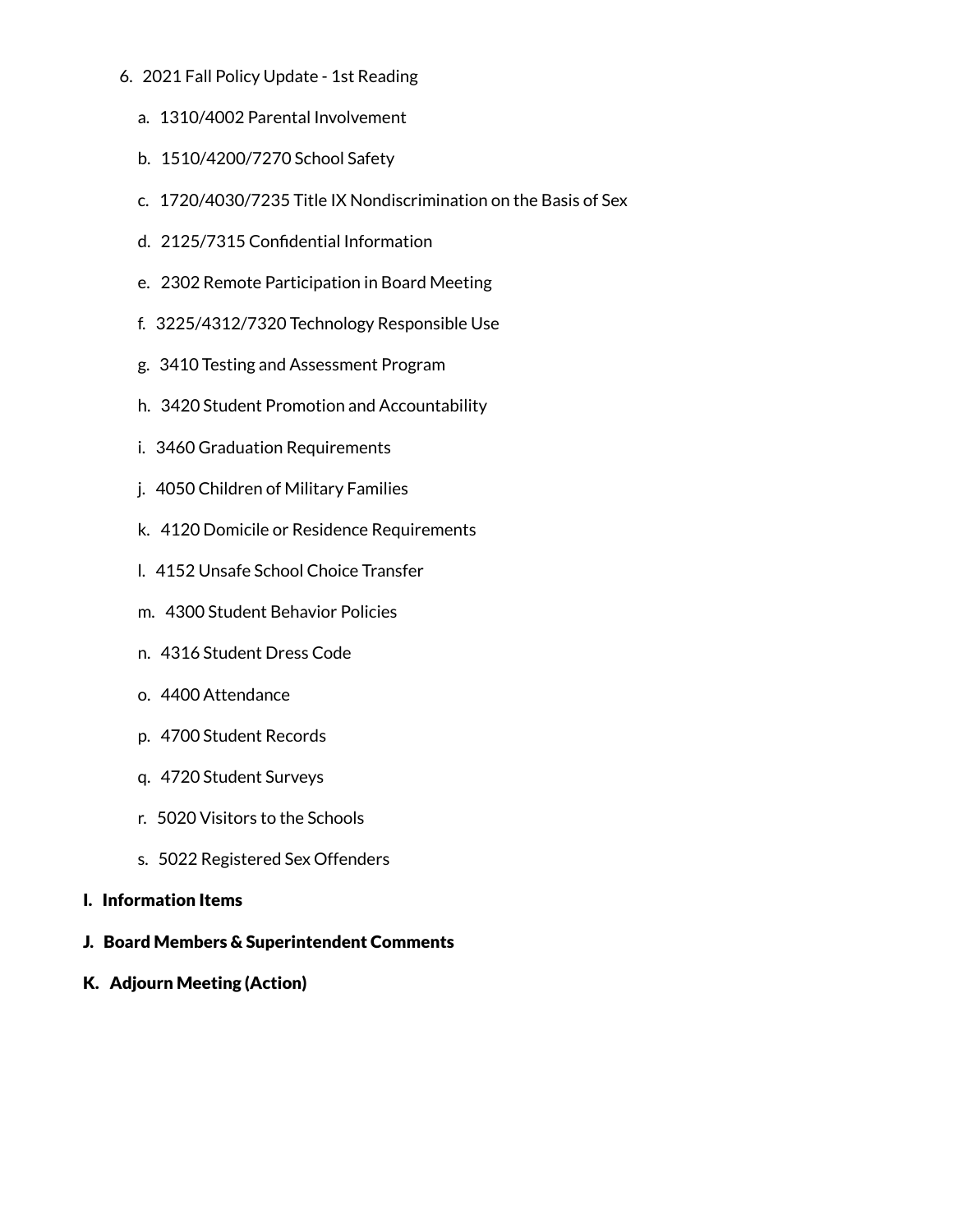6. 2021 Fall Policy Update - 1st Reading
   a. 1310/4002 Parental Involvement
   b. 1510/4200/7270 School Safety
   c. 1720/4030/7235 Title IX Nondiscrimination on the Basis of Sex
   d. 2125/7315 Confidential Information
   e. 2302 Remote Participation in Board Meeting
   f. 3225/4312/7320 Technology Responsible Use
   g. 3410 Testing and Assessment Program
   h. 3420 Student Promotion and Accountability
   i. 3460 Graduation Requirements
   j. 4050 Children of Military Families
   k. 4120 Domicile or Residence Requirements
   l. 4152 Unsafe School Choice Transfer
   m. 4300 Student Behavior Policies
   n. 4316 Student Dress Code
   o. 4400 Attendance
   p. 4700 Student Records
   q. 4720 Student Surveys
   r. 5020 Visitors to the Schools
   s. 5022 Registered Sex Offenders

**I. Information Items**

**J. Board Members & Superintendent Comments**

**K. Adjourn Meeting (Action)**